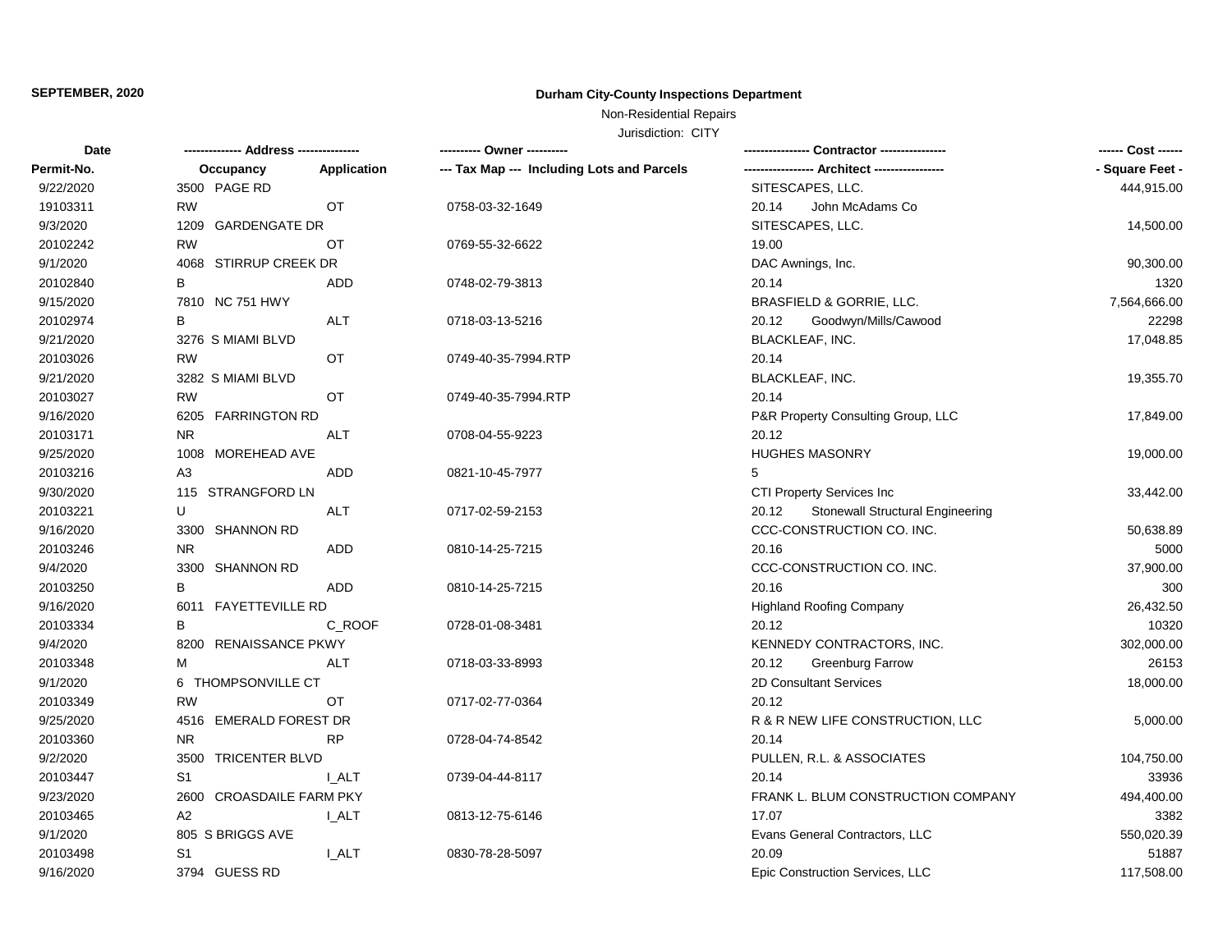**SEPTEMBER, 2020**

# Durham City-County Inspections Department

Non-Residential Repairs

Jurisdiction: CITY

| Date / Permit-No. | Address / Occupancy | Application | Owner / Tax Map --- Including Lots and Parcels | Contractor / Architect | | Cost / Square Feet |
|---|---|---|---|---|---|---|
| 9/22/2020 | 3500 PAGE RD | | | SITESCAPES, LLC. | | 444,915.00 |
| 19103311 | RW | OT | 0758-03-32-1649 | 20.14 | John McAdams Co | |
| 9/3/2020 | 1209 GARDENGATE DR | | | SITESCAPES, LLC. | | 14,500.00 |
| 20102242 | RW | OT | 0769-55-32-6622 | 19.00 | | |
| 9/1/2020 | 4068 STIRRUP CREEK DR | | | DAC Awnings, Inc. | | 90,300.00 |
| 20102840 | B | ADD | 0748-02-79-3813 | 20.14 | | 1320 |
| 9/15/2020 | 7810 NC 751 HWY | | | BRASFIELD & GORRIE, LLC. | | 7,564,666.00 |
| 20102974 | B | ALT | 0718-03-13-5216 | 20.12 | Goodwyn/Mills/Cawood | 22298 |
| 9/21/2020 | 3276 S MIAMI BLVD | | | BLACKLEAF, INC. | | 17,048.85 |
| 20103026 | RW | OT | 0749-40-35-7994.RTP | 20.14 | | |
| 9/21/2020 | 3282 S MIAMI BLVD | | | BLACKLEAF, INC. | | 19,355.70 |
| 20103027 | RW | OT | 0749-40-35-7994.RTP | 20.14 | | |
| 9/16/2020 | 6205 FARRINGTON RD | | | P&R Property Consulting Group, LLC | | 17,849.00 |
| 20103171 | NR | ALT | 0708-04-55-9223 | 20.12 | | |
| 9/25/2020 | 1008 MOREHEAD AVE | | | HUGHES MASONRY | | 19,000.00 |
| 20103216 | A3 | ADD | 0821-10-45-7977 | 5 | | |
| 9/30/2020 | 115 STRANGFORD LN | | | CTI Property Services Inc | | 33,442.00 |
| 20103221 | U | ALT | 0717-02-59-2153 | 20.12 | Stonewall Structural Engineering | |
| 9/16/2020 | 3300 SHANNON RD | | | CCC-CONSTRUCTION CO. INC. | | 50,638.89 |
| 20103246 | NR | ADD | 0810-14-25-7215 | 20.16 | | 5000 |
| 9/4/2020 | 3300 SHANNON RD | | | CCC-CONSTRUCTION CO. INC. | | 37,900.00 |
| 20103250 | B | ADD | 0810-14-25-7215 | 20.16 | | 300 |
| 9/16/2020 | 6011 FAYETTEVILLE RD | | | Highland Roofing Company | | 26,432.50 |
| 20103334 | B | C_ROOF | 0728-01-08-3481 | 20.12 | | 10320 |
| 9/4/2020 | 8200 RENAISSANCE PKWY | | | KENNEDY CONTRACTORS, INC. | | 302,000.00 |
| 20103348 | M | ALT | 0718-03-33-8993 | 20.12 | Greenburg Farrow | 26153 |
| 9/1/2020 | 6 THOMPSONVILLE CT | | | 2D Consultant Services | | 18,000.00 |
| 20103349 | RW | OT | 0717-02-77-0364 | 20.12 | | |
| 9/25/2020 | 4516 EMERALD FOREST DR | | | R & R NEW LIFE CONSTRUCTION, LLC | | 5,000.00 |
| 20103360 | NR | RP | 0728-04-74-8542 | 20.14 | | |
| 9/2/2020 | 3500 TRICENTER BLVD | | | PULLEN, R.L. & ASSOCIATES | | 104,750.00 |
| 20103447 | S1 | I_ALT | 0739-04-44-8117 | 20.14 | | 33936 |
| 9/23/2020 | 2600 CROASDAILE FARM PKY | | | FRANK L. BLUM CONSTRUCTION COMPANY | | 494,400.00 |
| 20103465 | A2 | I_ALT | 0813-12-75-6146 | 17.07 | | 3382 |
| 9/1/2020 | 805 S BRIGGS AVE | | | Evans General Contractors, LLC | | 550,020.39 |
| 20103498 | S1 | I_ALT | 0830-78-28-5097 | 20.09 | | 51887 |
| 9/16/2020 | 3794 GUESS RD | | | Epic Construction Services, LLC | | 117,508.00 |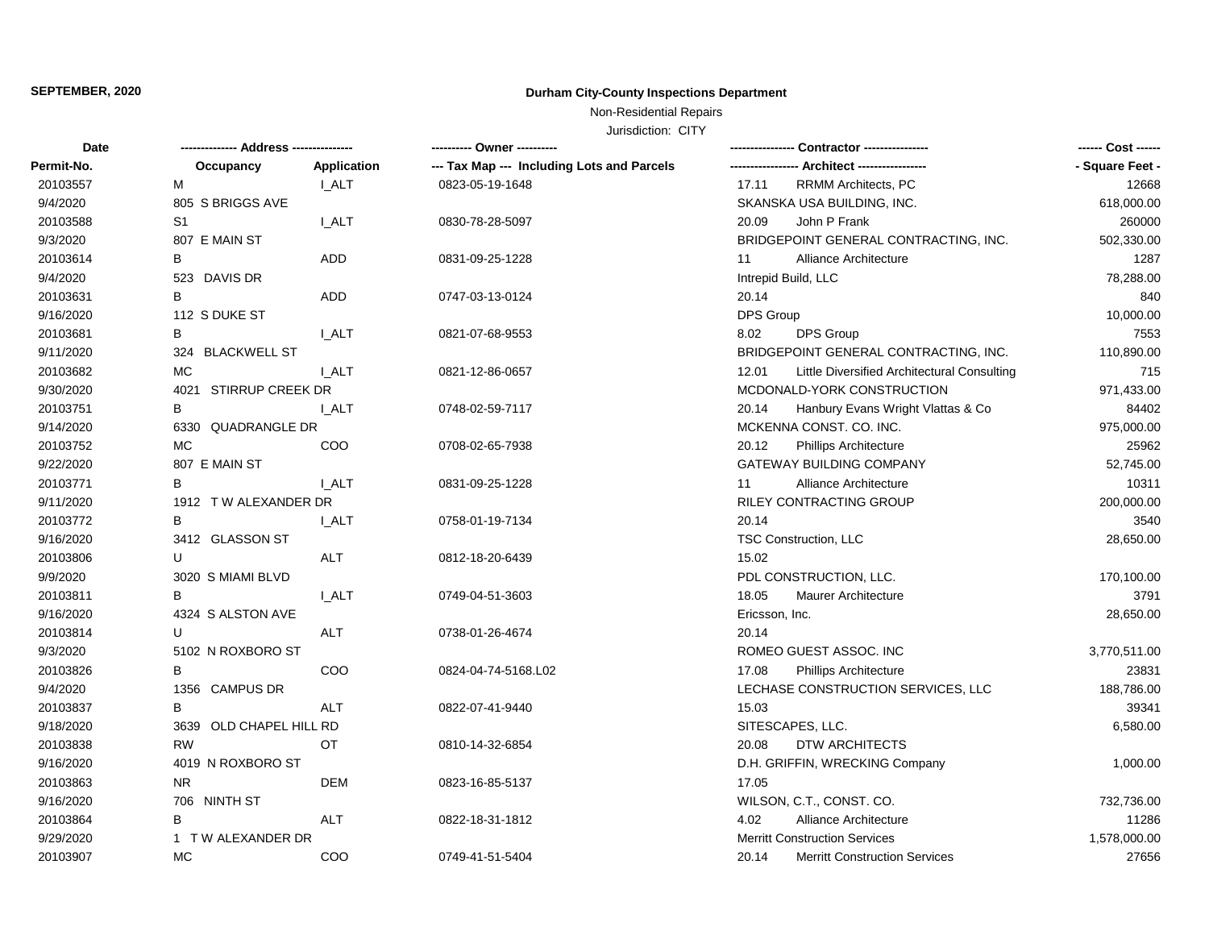**SEPTEMBER, 2020**

## Durham City-County Inspections Department

Non-Residential Repairs

Jurisdiction: CITY

| Date / Permit-No. | Address / Occupancy | Application | Owner / Tax Map --- Including Lots and Parcels | Contractor / Architect | | Cost / Square Feet |
|---|---|---|---|---|---|---|
| 20103557 | M | I_ALT | 0823-05-19-1648 | 17.11 | RRMM Architects, PC | 12668 |
| 9/4/2020 | 805 S BRIGGS AVE | | | SKANSKA USA BUILDING, INC. | | 618,000.00 |
| 20103588 | S1 | I_ALT | 0830-78-28-5097 | 20.09 | John P Frank | 260000 |
| 9/3/2020 | 807 E MAIN ST | | | BRIDGEPOINT GENERAL CONTRACTING, INC. | | 502,330.00 |
| 20103614 | B | ADD | 0831-09-25-1228 | 11 | Alliance Architecture | 1287 |
| 9/4/2020 | 523 DAVIS DR | | | Intrepid Build, LLC | | 78,288.00 |
| 20103631 | B | ADD | 0747-03-13-0124 | 20.14 | | 840 |
| 9/16/2020 | 112 S DUKE ST | | | DPS Group | | 10,000.00 |
| 20103681 | B | I_ALT | 0821-07-68-9553 | 8.02 | DPS Group | 7553 |
| 9/11/2020 | 324 BLACKWELL ST | | | BRIDGEPOINT GENERAL CONTRACTING, INC. | | 110,890.00 |
| 20103682 | MC | I_ALT | 0821-12-86-0657 | 12.01 | Little Diversified Architectural Consulting | 715 |
| 9/30/2020 | 4021 STIRRUP CREEK DR | | | MCDONALD-YORK CONSTRUCTION | | 971,433.00 |
| 20103751 | B | I_ALT | 0748-02-59-7117 | 20.14 | Hanbury Evans Wright Vlattas & Co | 84402 |
| 9/14/2020 | 6330 QUADRANGLE DR | | | MCKENNA CONST. CO. INC. | | 975,000.00 |
| 20103752 | MC | COO | 0708-02-65-7938 | 20.12 | Phillips Architecture | 25962 |
| 9/22/2020 | 807 E MAIN ST | | | GATEWAY BUILDING COMPANY | | 52,745.00 |
| 20103771 | B | I_ALT | 0831-09-25-1228 | 11 | Alliance Architecture | 10311 |
| 9/11/2020 | 1912 T W ALEXANDER DR | | | RILEY CONTRACTING GROUP | | 200,000.00 |
| 20103772 | B | I_ALT | 0758-01-19-7134 | 20.14 | | 3540 |
| 9/16/2020 | 3412 GLASSON ST | | | TSC Construction, LLC | | 28,650.00 |
| 20103806 | U | ALT | 0812-18-20-6439 | 15.02 | | |
| 9/9/2020 | 3020 S MIAMI BLVD | | | PDL CONSTRUCTION, LLC. | | 170,100.00 |
| 20103811 | B | I_ALT | 0749-04-51-3603 | 18.05 | Maurer Architecture | 3791 |
| 9/16/2020 | 4324 S ALSTON AVE | | | Ericsson, Inc. | | 28,650.00 |
| 20103814 | U | ALT | 0738-01-26-4674 | 20.14 | | |
| 9/3/2020 | 5102 N ROXBORO ST | | | ROMEO GUEST ASSOC. INC | | 3,770,511.00 |
| 20103826 | B | COO | 0824-04-74-5168.L02 | 17.08 | Phillips Architecture | 23831 |
| 9/4/2020 | 1356 CAMPUS DR | | | LECHASE CONSTRUCTION SERVICES, LLC | | 188,786.00 |
| 20103837 | B | ALT | 0822-07-41-9440 | 15.03 | | 39341 |
| 9/18/2020 | 3639 OLD CHAPEL HILL RD | | | SITESCAPES, LLC. | | 6,580.00 |
| 20103838 | RW | OT | 0810-14-32-6854 | 20.08 | DTW ARCHITECTS | |
| 9/16/2020 | 4019 N ROXBORO ST | | | D.H. GRIFFIN, WRECKING Company | | 1,000.00 |
| 20103863 | NR | DEM | 0823-16-85-5137 | 17.05 | | |
| 9/16/2020 | 706 NINTH ST | | | WILSON, C.T., CONST. CO. | | 732,736.00 |
| 20103864 | B | ALT | 0822-18-31-1812 | 4.02 | Alliance Architecture | 11286 |
| 9/29/2020 | 1 T W ALEXANDER DR | | | Merritt Construction Services | | 1,578,000.00 |
| 20103907 | MC | COO | 0749-41-51-5404 | 20.14 | Merritt Construction Services | 27656 |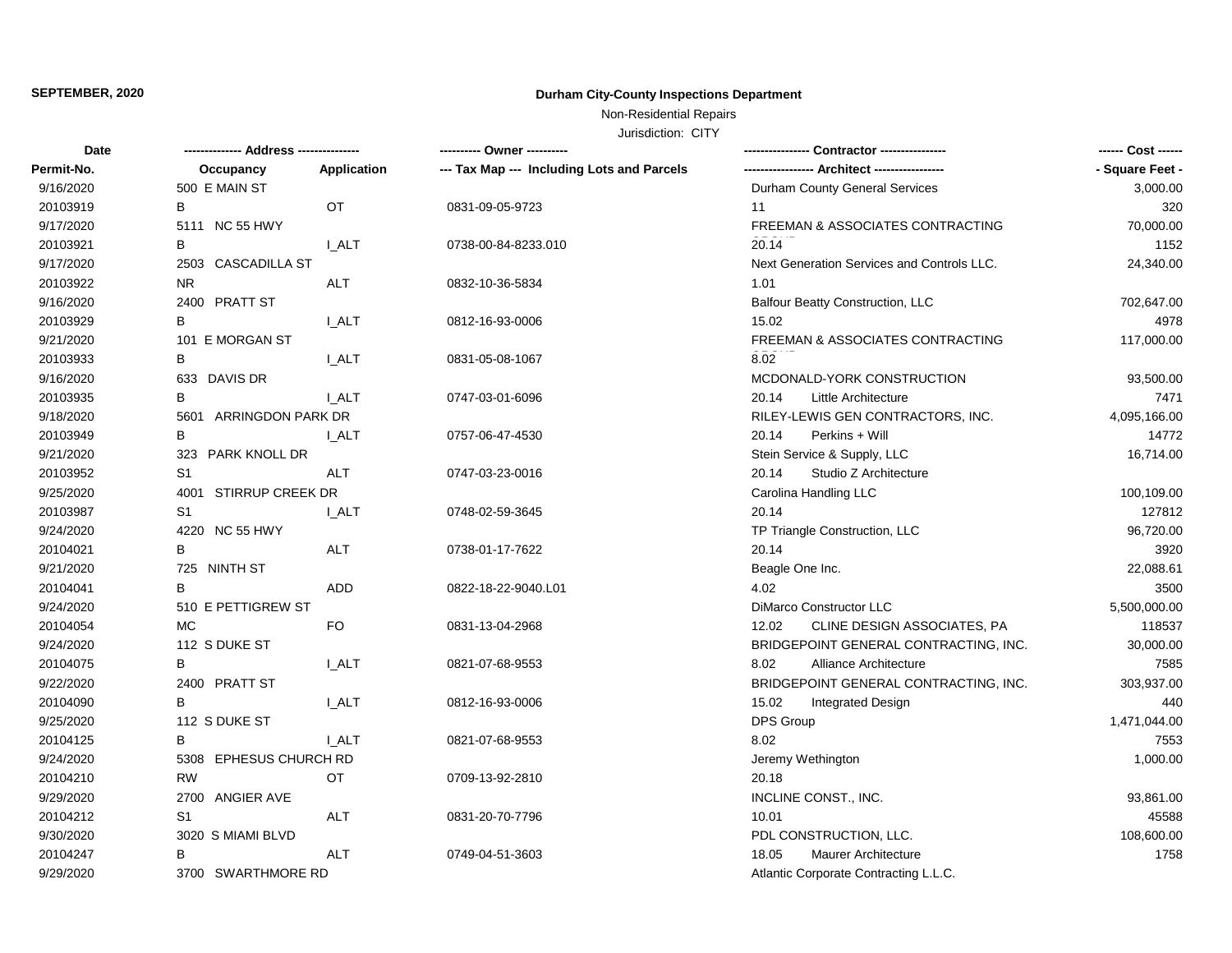**SEPTEMBER, 2020**

**Durham City-County Inspections Department**

Non-Residential Repairs

Jurisdiction: CITY

| Date / Permit-No. | Address / Occupancy | Application | Owner / Tax Map --- Including Lots and Parcels | Contractor / Architect | Cost / Square Feet |
|---|---|---|---|---|---|
| 9/16/2020 | 500 E MAIN ST | | | Durham County General Services | 3,000.00 |
| 20103919 | B | OT | 0831-09-05-9723 | 11 | 320 |
| 9/17/2020 | 5111 NC 55 HWY | | | FREEMAN & ASSOCIATES CONTRACTING | 70,000.00 |
| 20103921 | B | I_ALT | 0738-00-84-8233.010 | 20.14 | 1152 |
| 9/17/2020 | 2503 CASCADILLA ST | | | Next Generation Services and Controls LLC. | 24,340.00 |
| 20103922 | NR | ALT | 0832-10-36-5834 | 1.01 | |
| 9/16/2020 | 2400 PRATT ST | | | Balfour Beatty Construction, LLC | 702,647.00 |
| 20103929 | B | I_ALT | 0812-16-93-0006 | 15.02 | 4978 |
| 9/21/2020 | 101 E MORGAN ST | | | FREEMAN & ASSOCIATES CONTRACTING | 117,000.00 |
| 20103933 | B | I_ALT | 0831-05-08-1067 | 8.02 | |
| 9/16/2020 | 633 DAVIS DR | | | MCDONALD-YORK CONSTRUCTION | 93,500.00 |
| 20103935 | B | I_ALT | 0747-03-01-6096 | 20.14 Little Architecture | 7471 |
| 9/18/2020 | 5601 ARRINGDON PARK DR | | | RILEY-LEWIS GEN CONTRACTORS, INC. | 4,095,166.00 |
| 20103949 | B | I_ALT | 0757-06-47-4530 | 20.14 Perkins + Will | 14772 |
| 9/21/2020 | 323 PARK KNOLL DR | | | Stein Service & Supply, LLC | 16,714.00 |
| 20103952 | S1 | ALT | 0747-03-23-0016 | 20.14 Studio Z Architecture | |
| 9/25/2020 | 4001 STIRRUP CREEK DR | | | Carolina Handling LLC | 100,109.00 |
| 20103987 | S1 | I_ALT | 0748-02-59-3645 | 20.14 | 127812 |
| 9/24/2020 | 4220 NC 55 HWY | | | TP Triangle Construction, LLC | 96,720.00 |
| 20104021 | B | ALT | 0738-01-17-7622 | 20.14 | 3920 |
| 9/21/2020 | 725 NINTH ST | | | Beagle One Inc. | 22,088.61 |
| 20104041 | B | ADD | 0822-18-22-9040.L01 | 4.02 | 3500 |
| 9/24/2020 | 510 E PETTIGREW ST | | | DiMarco Constructor LLC | 5,500,000.00 |
| 20104054 | MC | FO | 0831-13-04-2968 | 12.02 CLINE DESIGN ASSOCIATES, PA | 118537 |
| 9/24/2020 | 112 S DUKE ST | | | BRIDGEPOINT GENERAL CONTRACTING, INC. | 30,000.00 |
| 20104075 | B | I_ALT | 0821-07-68-9553 | 8.02 Alliance Architecture | 7585 |
| 9/22/2020 | 2400 PRATT ST | | | BRIDGEPOINT GENERAL CONTRACTING, INC. | 303,937.00 |
| 20104090 | B | I_ALT | 0812-16-93-0006 | 15.02 Integrated Design | 440 |
| 9/25/2020 | 112 S DUKE ST | | | DPS Group | 1,471,044.00 |
| 20104125 | B | I_ALT | 0821-07-68-9553 | 8.02 | 7553 |
| 9/24/2020 | 5308 EPHESUS CHURCH RD | | | Jeremy Wethington | 1,000.00 |
| 20104210 | RW | OT | 0709-13-92-2810 | 20.18 | |
| 9/29/2020 | 2700 ANGIER AVE | | | INCLINE CONST., INC. | 93,861.00 |
| 20104212 | S1 | ALT | 0831-20-70-7796 | 10.01 | 45588 |
| 9/30/2020 | 3020 S MIAMI BLVD | | | PDL CONSTRUCTION, LLC. | 108,600.00 |
| 20104247 | B | ALT | 0749-04-51-3603 | 18.05 Maurer Architecture | 1758 |
| 9/29/2020 | 3700 SWARTHMORE RD | | | Atlantic Corporate Contracting L.L.C. | |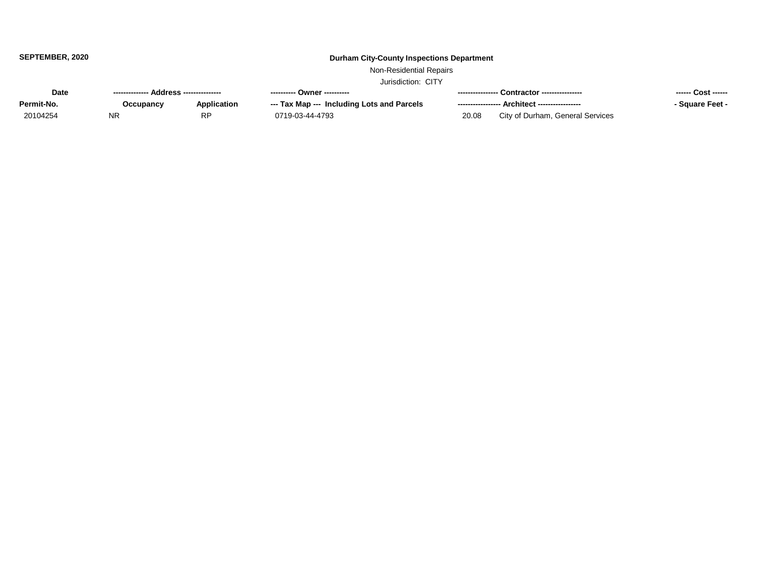SEPTEMBER, 2020

**Durham City-County Inspections Department**

Non-Residential Repairs

Jurisdiction: CITY

| Date | ------------- Address -------------- | | ---------- Owner ---------- | ---------------- Contractor ---------------- | | ------ Cost ------ |
|---|---|---|---|---|---|---|
| **Permit-No.** | **Occupancy** | **Application** | **--- Tax Map --- Including Lots and Parcels** | **----------------- Architect -----------------** | | **- Square Feet -** |
| 20104254 | NR | RP | 0719-03-44-4793 | 20.08 | City of Durham, General Services | |